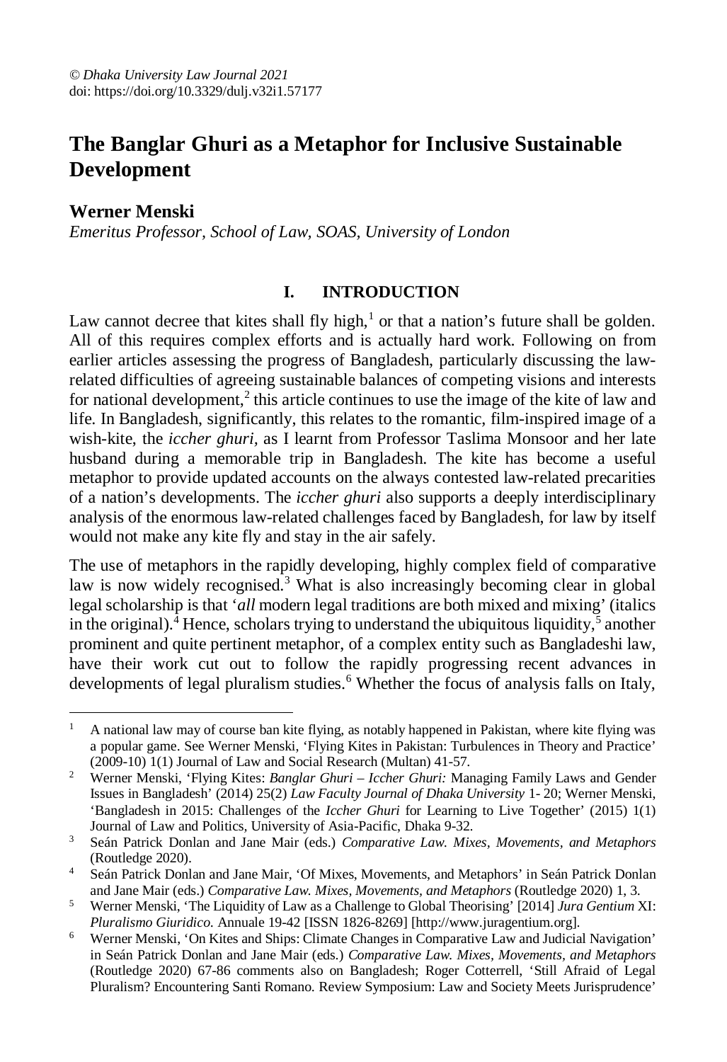© *Dhaka University Law Journal 2021*
doi: https://doi.org/10.3329/dulj.v32i1.57177

# The Banglar Ghuri as a Metaphor for Inclusive Sustainable Development

**Werner Menski**

*Emeritus Professor, School of Law, SOAS, University of London*

## I. INTRODUCTION

Law cannot decree that kites shall fly high,[1] or that a nation's future shall be golden. All of this requires complex efforts and is actually hard work. Following on from earlier articles assessing the progress of Bangladesh, particularly discussing the law-related difficulties of agreeing sustainable balances of competing visions and interests for national development,[2] this article continues to use the image of the kite of law and life. In Bangladesh, significantly, this relates to the romantic, film-inspired image of a wish-kite, the *iccher ghuri*, as I learnt from Professor Taslima Monsoor and her late husband during a memorable trip in Bangladesh. The kite has become a useful metaphor to provide updated accounts on the always contested law-related precarities of a nation's developments. The *iccher ghuri* also supports a deeply interdisciplinary analysis of the enormous law-related challenges faced by Bangladesh, for law by itself would not make any kite fly and stay in the air safely.

The use of metaphors in the rapidly developing, highly complex field of comparative law is now widely recognised.[3] What is also increasingly becoming clear in global legal scholarship is that '*all* modern legal traditions are both mixed and mixing' (italics in the original).[4] Hence, scholars trying to understand the ubiquitous liquidity,[5] another prominent and quite pertinent metaphor, of a complex entity such as Bangladeshi law, have their work cut out to follow the rapidly progressing recent advances in developments of legal pluralism studies.[6] Whether the focus of analysis falls on Italy,

---

[1] A national law may of course ban kite flying, as notably happened in Pakistan, where kite flying was a popular game. See Werner Menski, 'Flying Kites in Pakistan: Turbulences in Theory and Practice' (2009-10) 1(1) Journal of Law and Social Research (Multan) 41-57.

[2] Werner Menski, 'Flying Kites: *Banglar Ghuri – Iccher Ghuri:* Managing Family Laws and Gender Issues in Bangladesh' (2014) 25(2) *Law Faculty Journal of Dhaka University* 1- 20; Werner Menski, 'Bangladesh in 2015: Challenges of the *Iccher Ghuri* for Learning to Live Together' (2015) 1(1) Journal of Law and Politics, University of Asia-Pacific, Dhaka 9-32.

[3] Seán Patrick Donlan and Jane Mair (eds.) *Comparative Law. Mixes, Movements, and Metaphors* (Routledge 2020).

[4] Seán Patrick Donlan and Jane Mair, 'Of Mixes, Movements, and Metaphors' in Seán Patrick Donlan and Jane Mair (eds.) *Comparative Law. Mixes, Movements, and Metaphors* (Routledge 2020) 1, 3.

[5] Werner Menski, 'The Liquidity of Law as a Challenge to Global Theorising' [2014] *Jura Gentium* XI: *Pluralismo Giuridico.* Annuale 19-42 [ISSN 1826-8269] [http://www.juragentium.org].

[6] Werner Menski, 'On Kites and Ships: Climate Changes in Comparative Law and Judicial Navigation' in Seán Patrick Donlan and Jane Mair (eds.) *Comparative Law. Mixes, Movements, and Metaphors* (Routledge 2020) 67-86 comments also on Bangladesh; Roger Cotterrell, 'Still Afraid of Legal Pluralism? Encountering Santi Romano. Review Symposium: Law and Society Meets Jurisprudence'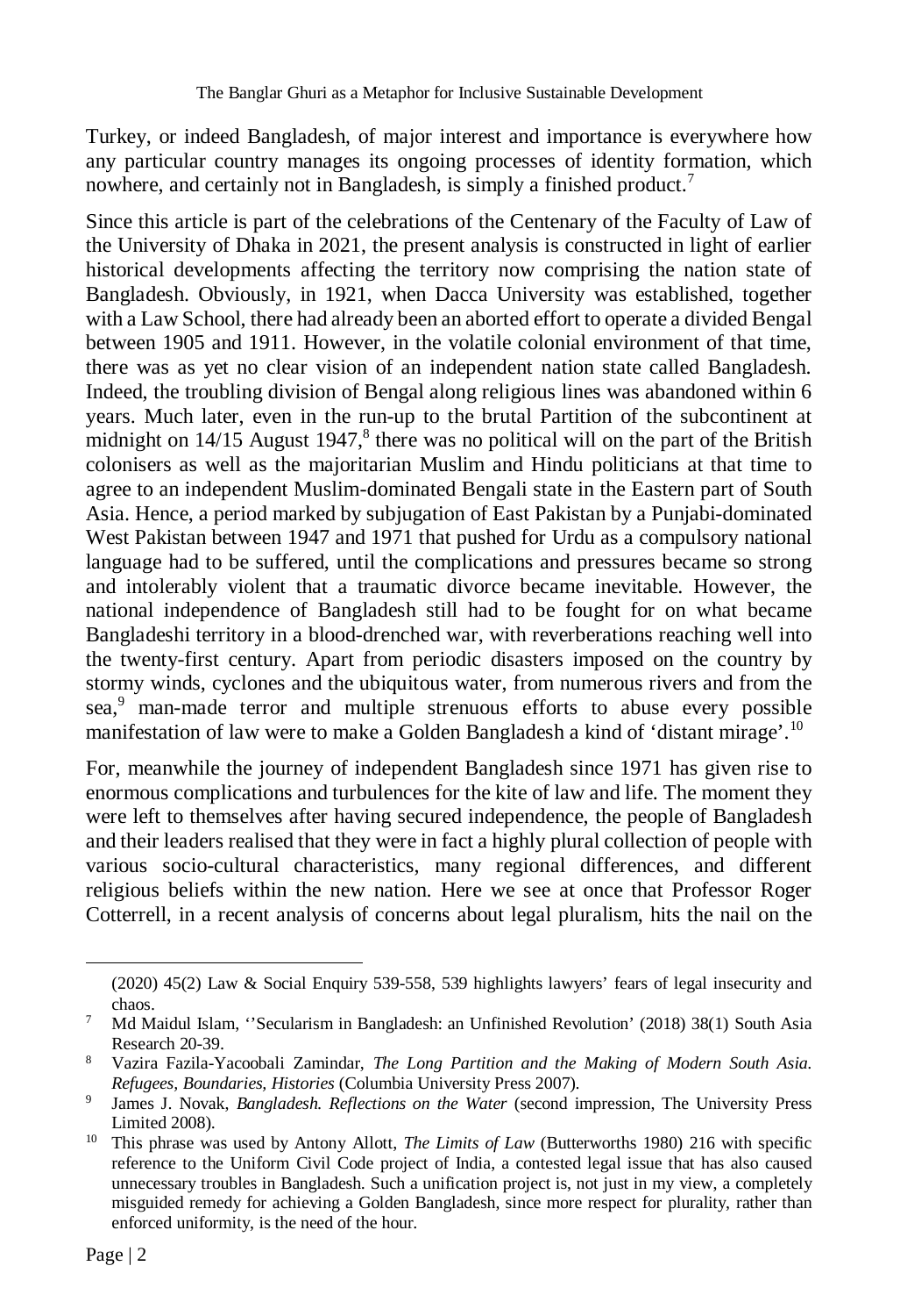Turkey, or indeed Bangladesh, of major interest and importance is everywhere how any particular country manages its ongoing processes of identity formation, which nowhere, and certainly not in Bangladesh, is simply a finished product.[7]

Since this article is part of the celebrations of the Centenary of the Faculty of Law of the University of Dhaka in 2021, the present analysis is constructed in light of earlier historical developments affecting the territory now comprising the nation state of Bangladesh. Obviously, in 1921, when Dacca University was established, together with a Law School, there had already been an aborted effort to operate a divided Bengal between 1905 and 1911. However, in the volatile colonial environment of that time, there was as yet no clear vision of an independent nation state called Bangladesh. Indeed, the troubling division of Bengal along religious lines was abandoned within 6 years. Much later, even in the run-up to the brutal Partition of the subcontinent at midnight on 14/15 August 1947,[8] there was no political will on the part of the British colonisers as well as the majoritarian Muslim and Hindu politicians at that time to agree to an independent Muslim-dominated Bengali state in the Eastern part of South Asia. Hence, a period marked by subjugation of East Pakistan by a Punjabi-dominated West Pakistan between 1947 and 1971 that pushed for Urdu as a compulsory national language had to be suffered, until the complications and pressures became so strong and intolerably violent that a traumatic divorce became inevitable. However, the national independence of Bangladesh still had to be fought for on what became Bangladeshi territory in a blood-drenched war, with reverberations reaching well into the twenty-first century. Apart from periodic disasters imposed on the country by stormy winds, cyclones and the ubiquitous water, from numerous rivers and from the sea,[9] man-made terror and multiple strenuous efforts to abuse every possible manifestation of law were to make a Golden Bangladesh a kind of 'distant mirage'.[10]

For, meanwhile the journey of independent Bangladesh since 1971 has given rise to enormous complications and turbulences for the kite of law and life. The moment they were left to themselves after having secured independence, the people of Bangladesh and their leaders realised that they were in fact a highly plural collection of people with various socio-cultural characteristics, many regional differences, and different religious beliefs within the new nation. Here we see at once that Professor Roger Cotterrell, in a recent analysis of concerns about legal pluralism, hits the nail on the

---

(2020) 45(2) Law & Social Enquiry 539-558, 539 highlights lawyers' fears of legal insecurity and chaos.

[7] Md Maidul Islam, ''Secularism in Bangladesh: an Unfinished Revolution' (2018) 38(1) South Asia Research 20-39.

[8] Vazira Fazila-Yacoobali Zamindar, *The Long Partition and the Making of Modern South Asia. Refugees, Boundaries, Histories* (Columbia University Press 2007).

[9] James J. Novak, *Bangladesh. Reflections on the Water* (second impression, The University Press Limited 2008).

[10] This phrase was used by Antony Allott, *The Limits of Law* (Butterworths 1980) 216 with specific reference to the Uniform Civil Code project of India, a contested legal issue that has also caused unnecessary troubles in Bangladesh. Such a unification project is, not just in my view, a completely misguided remedy for achieving a Golden Bangladesh, since more respect for plurality, rather than enforced uniformity, is the need of the hour.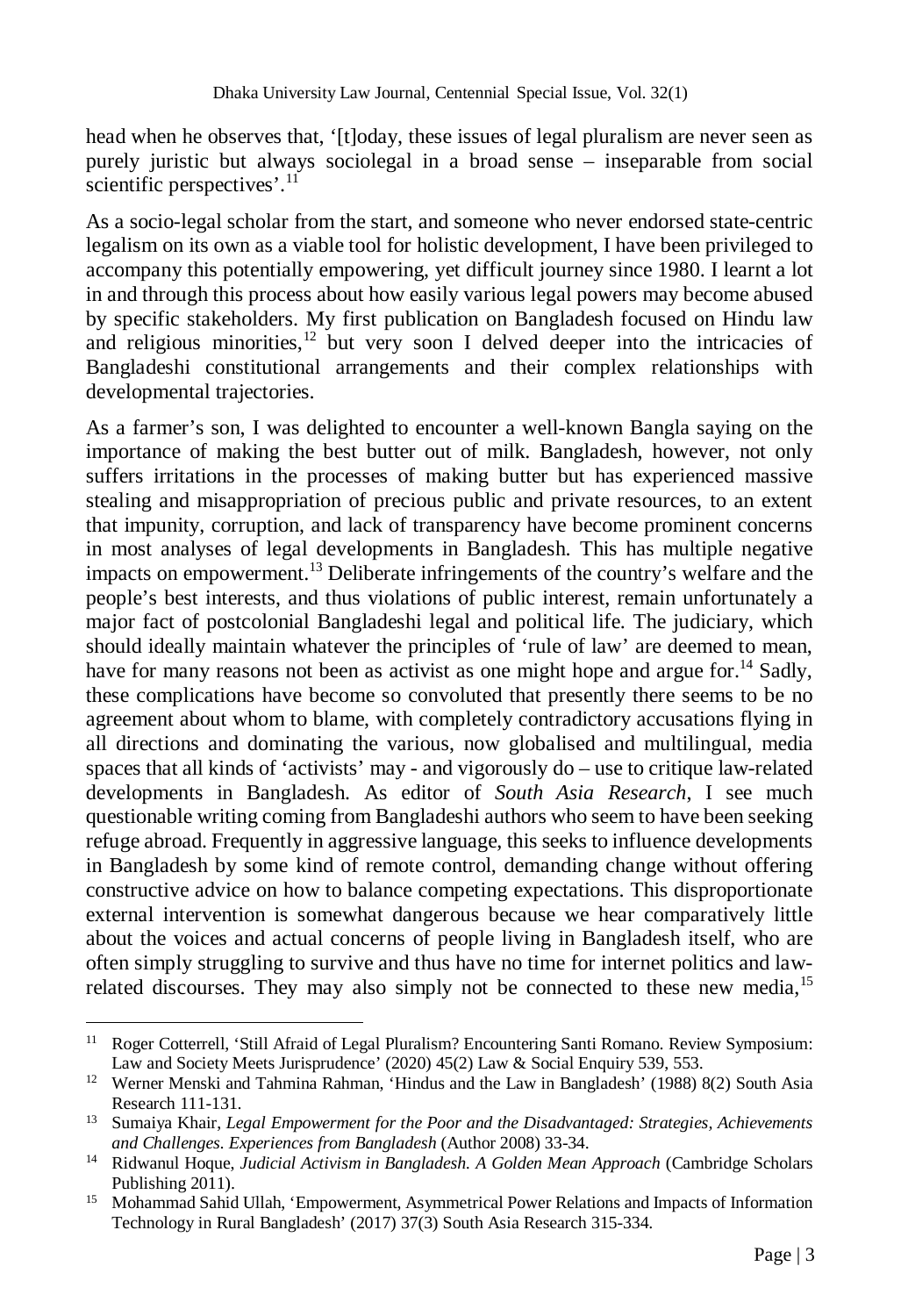head when he observes that, '[t]oday, these issues of legal pluralism are never seen as purely juristic but always sociolegal in a broad sense – inseparable from social scientific perspectives'.[11]

As a socio-legal scholar from the start, and someone who never endorsed state-centric legalism on its own as a viable tool for holistic development, I have been privileged to accompany this potentially empowering, yet difficult journey since 1980. I learnt a lot in and through this process about how easily various legal powers may become abused by specific stakeholders. My first publication on Bangladesh focused on Hindu law and religious minorities,[12] but very soon I delved deeper into the intricacies of Bangladeshi constitutional arrangements and their complex relationships with developmental trajectories.

As a farmer's son, I was delighted to encounter a well-known Bangla saying on the importance of making the best butter out of milk. Bangladesh, however, not only suffers irritations in the processes of making butter but has experienced massive stealing and misappropriation of precious public and private resources, to an extent that impunity, corruption, and lack of transparency have become prominent concerns in most analyses of legal developments in Bangladesh. This has multiple negative impacts on empowerment.[13] Deliberate infringements of the country's welfare and the people's best interests, and thus violations of public interest, remain unfortunately a major fact of postcolonial Bangladeshi legal and political life. The judiciary, which should ideally maintain whatever the principles of 'rule of law' are deemed to mean, have for many reasons not been as activist as one might hope and argue for.[14] Sadly, these complications have become so convoluted that presently there seems to be no agreement about whom to blame, with completely contradictory accusations flying in all directions and dominating the various, now globalised and multilingual, media spaces that all kinds of 'activists' may - and vigorously do – use to critique law-related developments in Bangladesh. As editor of *South Asia Research*, I see much questionable writing coming from Bangladeshi authors who seem to have been seeking refuge abroad. Frequently in aggressive language, this seeks to influence developments in Bangladesh by some kind of remote control, demanding change without offering constructive advice on how to balance competing expectations. This disproportionate external intervention is somewhat dangerous because we hear comparatively little about the voices and actual concerns of people living in Bangladesh itself, who are often simply struggling to survive and thus have no time for internet politics and law-related discourses. They may also simply not be connected to these new media,[15]

---

[11] Roger Cotterrell, 'Still Afraid of Legal Pluralism? Encountering Santi Romano. Review Symposium: Law and Society Meets Jurisprudence' (2020) 45(2) Law & Social Enquiry 539, 553.

[12] Werner Menski and Tahmina Rahman, 'Hindus and the Law in Bangladesh' (1988) 8(2) South Asia Research 111-131.

[13] Sumaiya Khair, *Legal Empowerment for the Poor and the Disadvantaged: Strategies, Achievements and Challenges. Experiences from Bangladesh* (Author 2008) 33-34.

[14] Ridwanul Hoque, *Judicial Activism in Bangladesh. A Golden Mean Approach* (Cambridge Scholars Publishing 2011).

[15] Mohammad Sahid Ullah, 'Empowerment, Asymmetrical Power Relations and Impacts of Information Technology in Rural Bangladesh' (2017) 37(3) South Asia Research 315-334.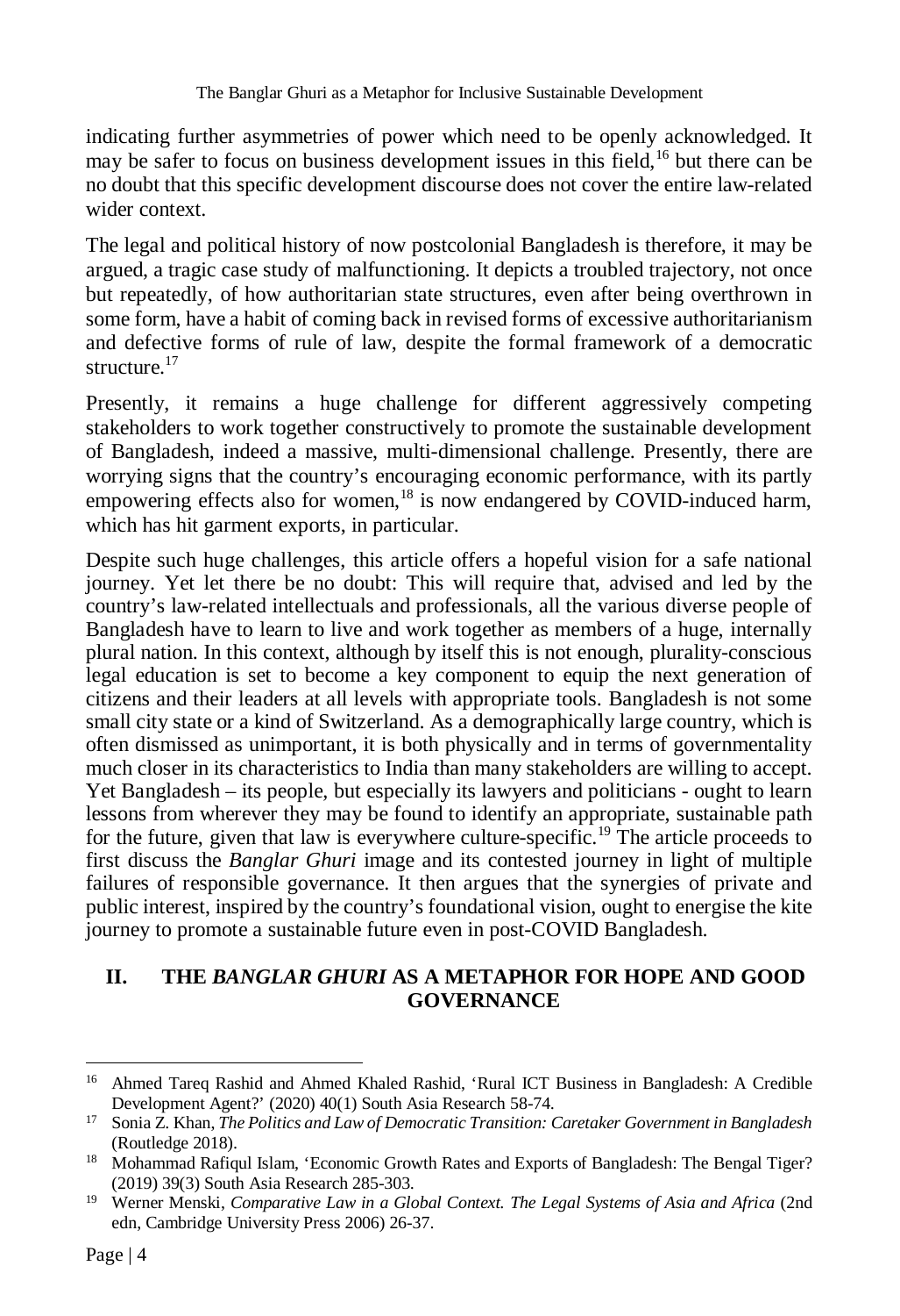indicating further asymmetries of power which need to be openly acknowledged. It may be safer to focus on business development issues in this field,[16] but there can be no doubt that this specific development discourse does not cover the entire law-related wider context.

The legal and political history of now postcolonial Bangladesh is therefore, it may be argued, a tragic case study of malfunctioning. It depicts a troubled trajectory, not once but repeatedly, of how authoritarian state structures, even after being overthrown in some form, have a habit of coming back in revised forms of excessive authoritarianism and defective forms of rule of law, despite the formal framework of a democratic structure.[17]

Presently, it remains a huge challenge for different aggressively competing stakeholders to work together constructively to promote the sustainable development of Bangladesh, indeed a massive, multi-dimensional challenge. Presently, there are worrying signs that the country's encouraging economic performance, with its partly empowering effects also for women,[18] is now endangered by COVID-induced harm, which has hit garment exports, in particular.

Despite such huge challenges, this article offers a hopeful vision for a safe national journey. Yet let there be no doubt: This will require that, advised and led by the country's law-related intellectuals and professionals, all the various diverse people of Bangladesh have to learn to live and work together as members of a huge, internally plural nation. In this context, although by itself this is not enough, plurality-conscious legal education is set to become a key component to equip the next generation of citizens and their leaders at all levels with appropriate tools. Bangladesh is not some small city state or a kind of Switzerland. As a demographically large country, which is often dismissed as unimportant, it is both physically and in terms of governmentality much closer in its characteristics to India than many stakeholders are willing to accept. Yet Bangladesh – its people, but especially its lawyers and politicians - ought to learn lessons from wherever they may be found to identify an appropriate, sustainable path for the future, given that law is everywhere culture-specific.[19] The article proceeds to first discuss the *Banglar Ghuri* image and its contested journey in light of multiple failures of responsible governance. It then argues that the synergies of private and public interest, inspired by the country's foundational vision, ought to energise the kite journey to promote a sustainable future even in post-COVID Bangladesh.

## II. THE *BANGLAR GHURI* AS A METAPHOR FOR HOPE AND GOOD GOVERNANCE

---

[16] Ahmed Tareq Rashid and Ahmed Khaled Rashid, 'Rural ICT Business in Bangladesh: A Credible Development Agent?' (2020) 40(1) South Asia Research 58-74.

[17] Sonia Z. Khan, *The Politics and Law of Democratic Transition: Caretaker Government in Bangladesh* (Routledge 2018).

[18] Mohammad Rafiqul Islam, 'Economic Growth Rates and Exports of Bangladesh: The Bengal Tiger? (2019) 39(3) South Asia Research 285-303.

[19] Werner Menski, *Comparative Law in a Global Context. The Legal Systems of Asia and Africa* (2nd edn, Cambridge University Press 2006) 26-37.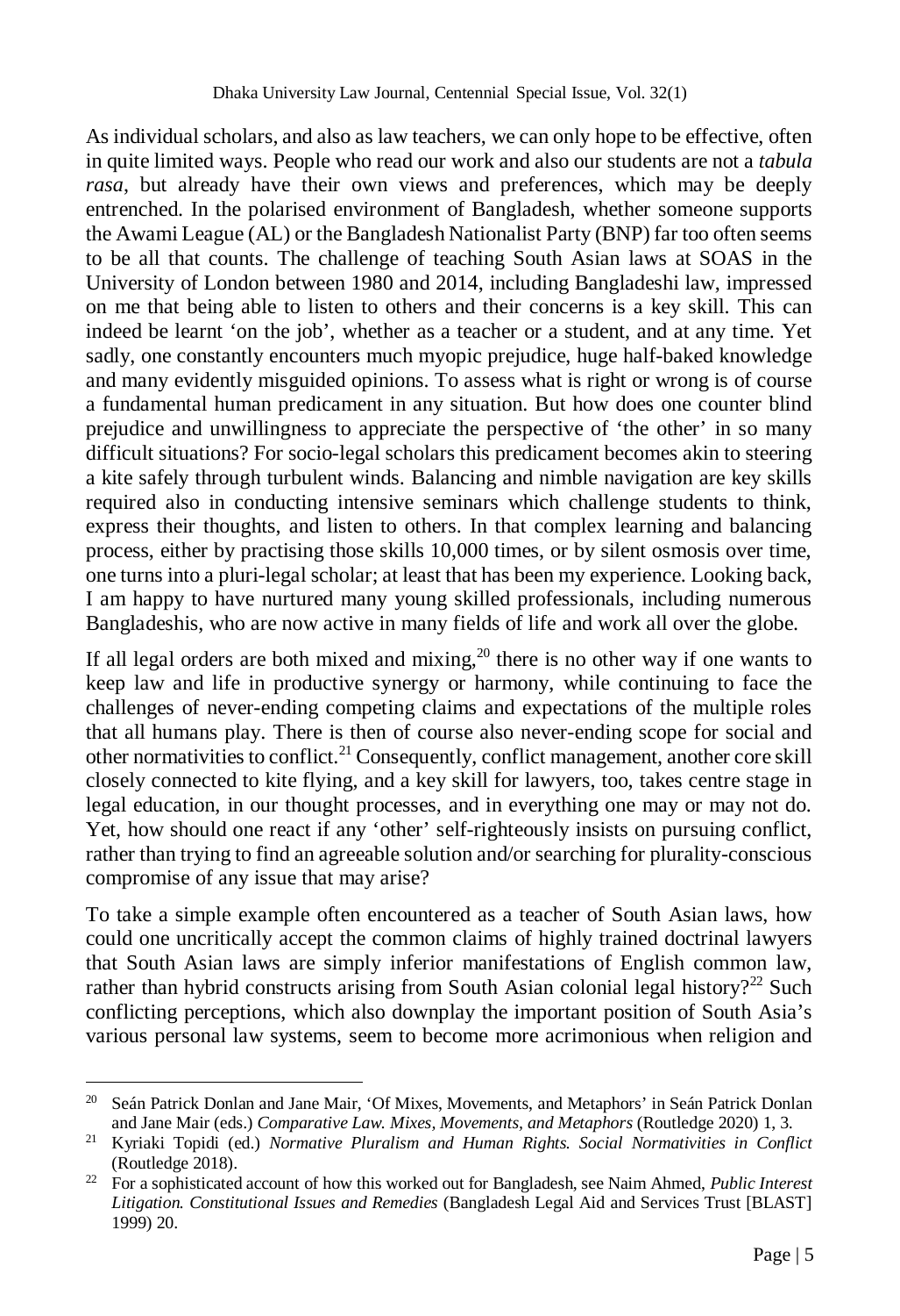As individual scholars, and also as law teachers, we can only hope to be effective, often in quite limited ways. People who read our work and also our students are not a *tabula rasa*, but already have their own views and preferences, which may be deeply entrenched. In the polarised environment of Bangladesh, whether someone supports the Awami League (AL) or the Bangladesh Nationalist Party (BNP) far too often seems to be all that counts. The challenge of teaching South Asian laws at SOAS in the University of London between 1980 and 2014, including Bangladeshi law, impressed on me that being able to listen to others and their concerns is a key skill. This can indeed be learnt 'on the job', whether as a teacher or a student, and at any time. Yet sadly, one constantly encounters much myopic prejudice, huge half-baked knowledge and many evidently misguided opinions. To assess what is right or wrong is of course a fundamental human predicament in any situation. But how does one counter blind prejudice and unwillingness to appreciate the perspective of 'the other' in so many difficult situations? For socio-legal scholars this predicament becomes akin to steering a kite safely through turbulent winds. Balancing and nimble navigation are key skills required also in conducting intensive seminars which challenge students to think, express their thoughts, and listen to others. In that complex learning and balancing process, either by practising those skills 10,000 times, or by silent osmosis over time, one turns into a pluri-legal scholar; at least that has been my experience. Looking back, I am happy to have nurtured many young skilled professionals, including numerous Bangladeshis, who are now active in many fields of life and work all over the globe.

If all legal orders are both mixed and mixing,[20] there is no other way if one wants to keep law and life in productive synergy or harmony, while continuing to face the challenges of never-ending competing claims and expectations of the multiple roles that all humans play. There is then of course also never-ending scope for social and other normativities to conflict.[21] Consequently, conflict management, another core skill closely connected to kite flying, and a key skill for lawyers, too, takes centre stage in legal education, in our thought processes, and in everything one may or may not do. Yet, how should one react if any 'other' self-righteously insists on pursuing conflict, rather than trying to find an agreeable solution and/or searching for plurality-conscious compromise of any issue that may arise?

To take a simple example often encountered as a teacher of South Asian laws, how could one uncritically accept the common claims of highly trained doctrinal lawyers that South Asian laws are simply inferior manifestations of English common law, rather than hybrid constructs arising from South Asian colonial legal history?[22] Such conflicting perceptions, which also downplay the important position of South Asia's various personal law systems, seem to become more acrimonious when religion and

---

[20] Seán Patrick Donlan and Jane Mair, 'Of Mixes, Movements, and Metaphors' in Seán Patrick Donlan and Jane Mair (eds.) *Comparative Law. Mixes, Movements, and Metaphors* (Routledge 2020) 1, 3.

[21] Kyriaki Topidi (ed.) *Normative Pluralism and Human Rights. Social Normativities in Conflict* (Routledge 2018).

[22] For a sophisticated account of how this worked out for Bangladesh, see Naim Ahmed, *Public Interest Litigation. Constitutional Issues and Remedies* (Bangladesh Legal Aid and Services Trust [BLAST] 1999) 20.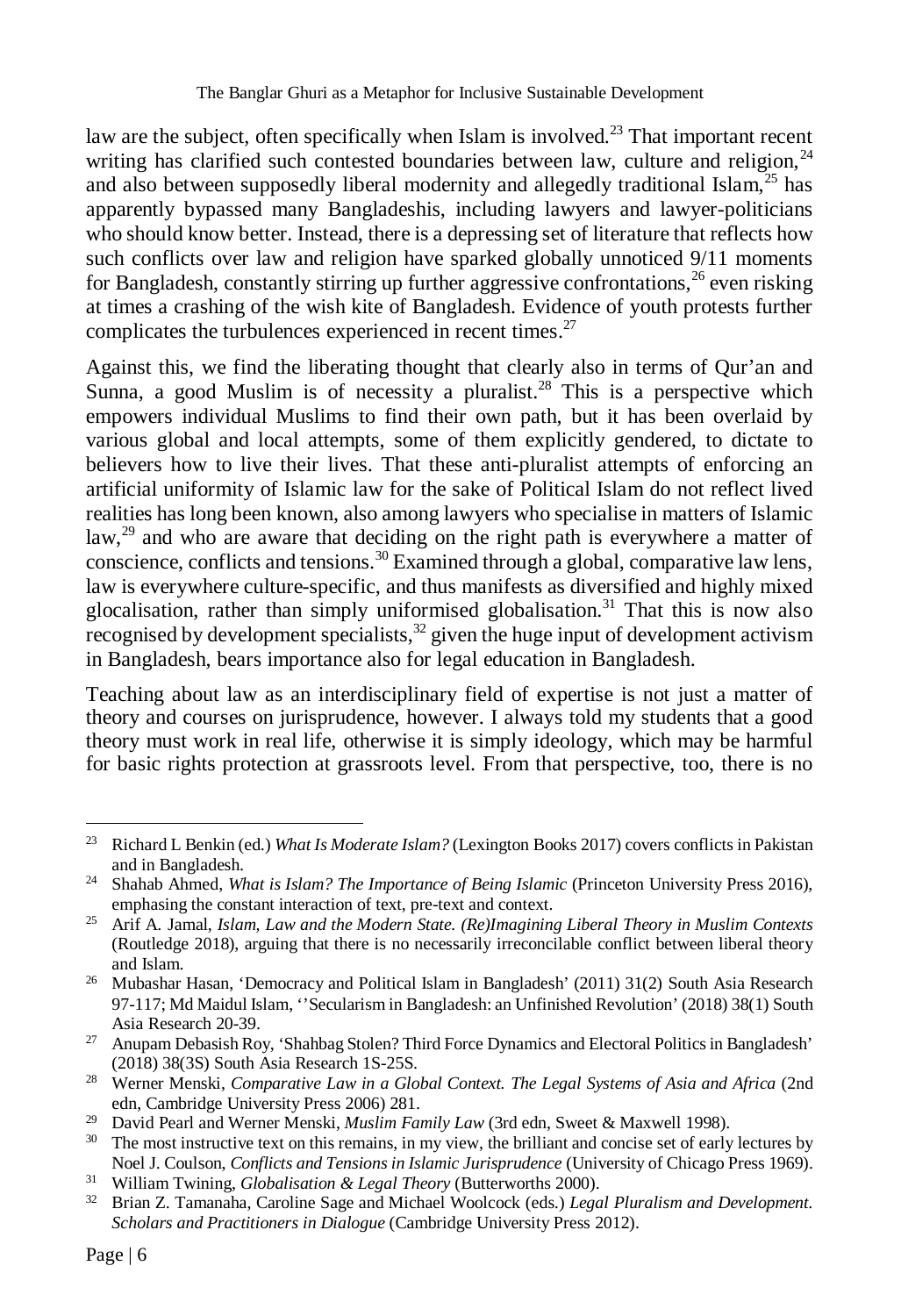law are the subject, often specifically when Islam is involved.[23] That important recent writing has clarified such contested boundaries between law, culture and religion,[24] and also between supposedly liberal modernity and allegedly traditional Islam,[25] has apparently bypassed many Bangladeshis, including lawyers and lawyer-politicians who should know better. Instead, there is a depressing set of literature that reflects how such conflicts over law and religion have sparked globally unnoticed 9/11 moments for Bangladesh, constantly stirring up further aggressive confrontations,[26] even risking at times a crashing of the wish kite of Bangladesh. Evidence of youth protests further complicates the turbulences experienced in recent times.[27]

Against this, we find the liberating thought that clearly also in terms of Qur'an and Sunna, a good Muslim is of necessity a pluralist.[28] This is a perspective which empowers individual Muslims to find their own path, but it has been overlaid by various global and local attempts, some of them explicitly gendered, to dictate to believers how to live their lives. That these anti-pluralist attempts of enforcing an artificial uniformity of Islamic law for the sake of Political Islam do not reflect lived realities has long been known, also among lawyers who specialise in matters of Islamic law,[29] and who are aware that deciding on the right path is everywhere a matter of conscience, conflicts and tensions.[30] Examined through a global, comparative law lens, law is everywhere culture-specific, and thus manifests as diversified and highly mixed glocalisation, rather than simply uniformised globalisation.[31] That this is now also recognised by development specialists,[32] given the huge input of development activism in Bangladesh, bears importance also for legal education in Bangladesh.

Teaching about law as an interdisciplinary field of expertise is not just a matter of theory and courses on jurisprudence, however. I always told my students that a good theory must work in real life, otherwise it is simply ideology, which may be harmful for basic rights protection at grassroots level. From that perspective, too, there is no

---

[23] Richard L Benkin (ed.) *What Is Moderate Islam?* (Lexington Books 2017) covers conflicts in Pakistan and in Bangladesh.

[24] Shahab Ahmed, *What is Islam? The Importance of Being Islamic* (Princeton University Press 2016), emphasing the constant interaction of text, pre-text and context.

[25] Arif A. Jamal, *Islam, Law and the Modern State. (Re)Imagining Liberal Theory in Muslim Contexts* (Routledge 2018), arguing that there is no necessarily irreconcilable conflict between liberal theory and Islam.

[26] Mubashar Hasan, 'Democracy and Political Islam in Bangladesh' (2011) 31(2) South Asia Research 97-117; Md Maidul Islam, ''Secularism in Bangladesh: an Unfinished Revolution' (2018) 38(1) South Asia Research 20-39.

[27] Anupam Debasish Roy, 'Shahbag Stolen? Third Force Dynamics and Electoral Politics in Bangladesh' (2018) 38(3S) South Asia Research 1S-25S.

[28] Werner Menski, *Comparative Law in a Global Context. The Legal Systems of Asia and Africa* (2nd edn, Cambridge University Press 2006) 281.

[29] David Pearl and Werner Menski, *Muslim Family Law* (3rd edn, Sweet & Maxwell 1998).

[30] The most instructive text on this remains, in my view, the brilliant and concise set of early lectures by Noel J. Coulson, *Conflicts and Tensions in Islamic Jurisprudence* (University of Chicago Press 1969).

[31] William Twining, *Globalisation & Legal Theory* (Butterworths 2000).

[32] Brian Z. Tamanaha, Caroline Sage and Michael Woolcock (eds.) *Legal Pluralism and Development. Scholars and Practitioners in Dialogue* (Cambridge University Press 2012).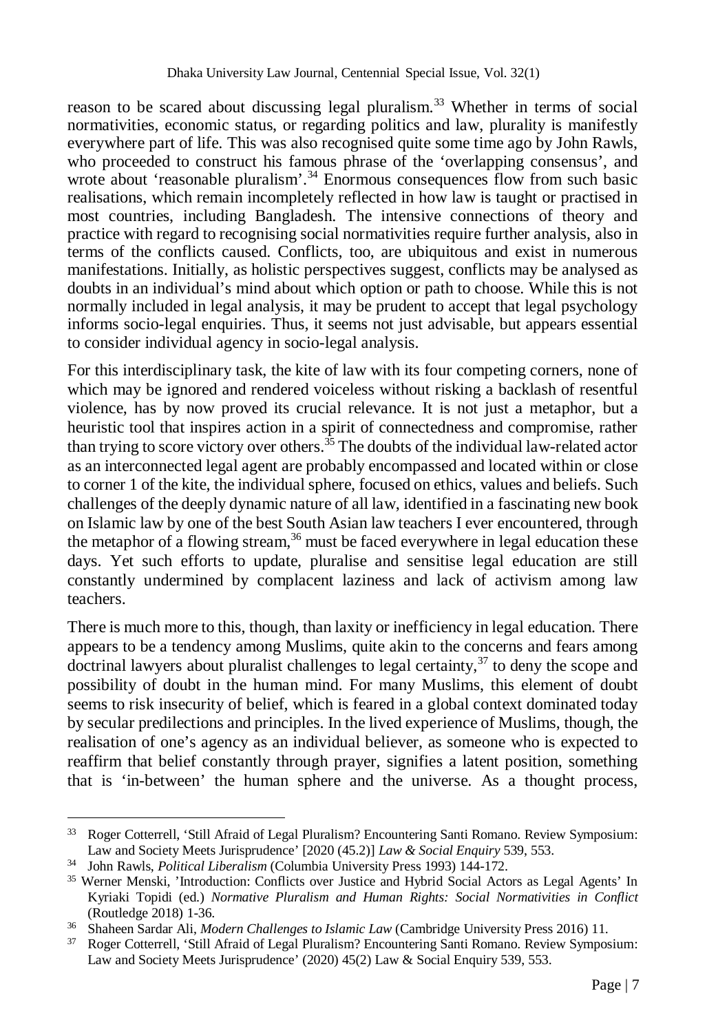reason to be scared about discussing legal pluralism.[33] Whether in terms of social normativities, economic status, or regarding politics and law, plurality is manifestly everywhere part of life. This was also recognised quite some time ago by John Rawls, who proceeded to construct his famous phrase of the 'overlapping consensus', and wrote about 'reasonable pluralism'.[34] Enormous consequences flow from such basic realisations, which remain incompletely reflected in how law is taught or practised in most countries, including Bangladesh. The intensive connections of theory and practice with regard to recognising social normativities require further analysis, also in terms of the conflicts caused. Conflicts, too, are ubiquitous and exist in numerous manifestations. Initially, as holistic perspectives suggest, conflicts may be analysed as doubts in an individual's mind about which option or path to choose. While this is not normally included in legal analysis, it may be prudent to accept that legal psychology informs socio-legal enquiries. Thus, it seems not just advisable, but appears essential to consider individual agency in socio-legal analysis.

For this interdisciplinary task, the kite of law with its four competing corners, none of which may be ignored and rendered voiceless without risking a backlash of resentful violence, has by now proved its crucial relevance. It is not just a metaphor, but a heuristic tool that inspires action in a spirit of connectedness and compromise, rather than trying to score victory over others.[35] The doubts of the individual law-related actor as an interconnected legal agent are probably encompassed and located within or close to corner 1 of the kite, the individual sphere, focused on ethics, values and beliefs. Such challenges of the deeply dynamic nature of all law, identified in a fascinating new book on Islamic law by one of the best South Asian law teachers I ever encountered, through the metaphor of a flowing stream,[36] must be faced everywhere in legal education these days. Yet such efforts to update, pluralise and sensitise legal education are still constantly undermined by complacent laziness and lack of activism among law teachers.

There is much more to this, though, than laxity or inefficiency in legal education. There appears to be a tendency among Muslims, quite akin to the concerns and fears among doctrinal lawyers about pluralist challenges to legal certainty,[37] to deny the scope and possibility of doubt in the human mind. For many Muslims, this element of doubt seems to risk insecurity of belief, which is feared in a global context dominated today by secular predilections and principles. In the lived experience of Muslims, though, the realisation of one's agency as an individual believer, as someone who is expected to reaffirm that belief constantly through prayer, signifies a latent position, something that is 'in-between' the human sphere and the universe. As a thought process,

---

[33] Roger Cotterrell, 'Still Afraid of Legal Pluralism? Encountering Santi Romano. Review Symposium: Law and Society Meets Jurisprudence' [2020 (45.2)] *Law & Social Enquiry* 539, 553.

[34] John Rawls, *Political Liberalism* (Columbia University Press 1993) 144-172.

[35] Werner Menski, 'Introduction: Conflicts over Justice and Hybrid Social Actors as Legal Agents' In Kyriaki Topidi (ed.) *Normative Pluralism and Human Rights: Social Normativities in Conflict* (Routledge 2018) 1-36.

[36] Shaheen Sardar Ali, *Modern Challenges to Islamic Law* (Cambridge University Press 2016) 11.

[37] Roger Cotterrell, 'Still Afraid of Legal Pluralism? Encountering Santi Romano. Review Symposium: Law and Society Meets Jurisprudence' (2020) 45(2) Law & Social Enquiry 539, 553.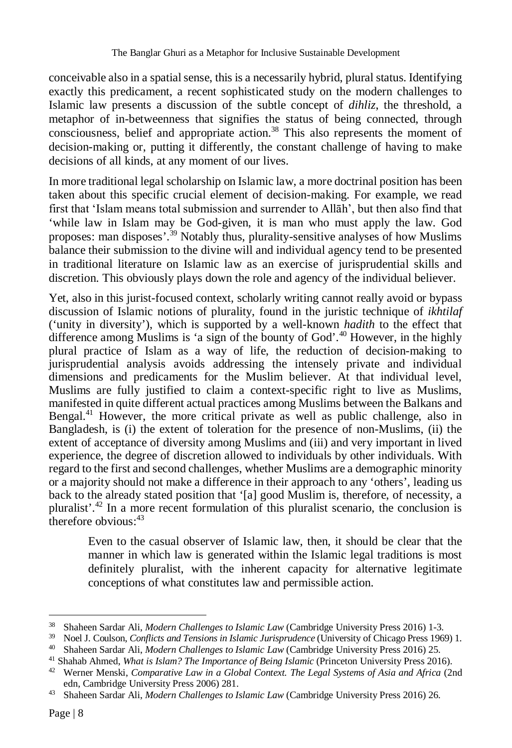conceivable also in a spatial sense, this is a necessarily hybrid, plural status. Identifying exactly this predicament, a recent sophisticated study on the modern challenges to Islamic law presents a discussion of the subtle concept of *dihliz*, the threshold, a metaphor of in-betweenness that signifies the status of being connected, through consciousness, belief and appropriate action.[38] This also represents the moment of decision-making or, putting it differently, the constant challenge of having to make decisions of all kinds, at any moment of our lives.

In more traditional legal scholarship on Islamic law, a more doctrinal position has been taken about this specific crucial element of decision-making. For example, we read first that 'Islam means total submission and surrender to Allāh', but then also find that 'while law in Islam may be God-given, it is man who must apply the law. God proposes: man disposes'.[39] Notably thus, plurality-sensitive analyses of how Muslims balance their submission to the divine will and individual agency tend to be presented in traditional literature on Islamic law as an exercise of jurisprudential skills and discretion. This obviously plays down the role and agency of the individual believer.

Yet, also in this jurist-focused context, scholarly writing cannot really avoid or bypass discussion of Islamic notions of plurality, found in the juristic technique of *ikhtilaf* ('unity in diversity'), which is supported by a well-known *hadith* to the effect that difference among Muslims is 'a sign of the bounty of God'.[40] However, in the highly plural practice of Islam as a way of life, the reduction of decision-making to jurisprudential analysis avoids addressing the intensely private and individual dimensions and predicaments for the Muslim believer. At that individual level, Muslims are fully justified to claim a context-specific right to live as Muslims, manifested in quite different actual practices among Muslims between the Balkans and Bengal.[41] However, the more critical private as well as public challenge, also in Bangladesh, is (i) the extent of toleration for the presence of non-Muslims, (ii) the extent of acceptance of diversity among Muslims and (iii) and very important in lived experience, the degree of discretion allowed to individuals by other individuals. With regard to the first and second challenges, whether Muslims are a demographic minority or a majority should not make a difference in their approach to any 'others', leading us back to the already stated position that '[a] good Muslim is, therefore, of necessity, a pluralist'.[42] In a more recent formulation of this pluralist scenario, the conclusion is therefore obvious:[43]

> Even to the casual observer of Islamic law, then, it should be clear that the manner in which law is generated within the Islamic legal traditions is most definitely pluralist, with the inherent capacity for alternative legitimate conceptions of what constitutes law and permissible action.

---

[38] Shaheen Sardar Ali, *Modern Challenges to Islamic Law* (Cambridge University Press 2016) 1-3.

[39] Noel J. Coulson, *Conflicts and Tensions in Islamic Jurisprudence* (University of Chicago Press 1969) 1.

[40] Shaheen Sardar Ali, *Modern Challenges to Islamic Law* (Cambridge University Press 2016) 25.

[41] Shahab Ahmed, *What is Islam? The Importance of Being Islamic* (Princeton University Press 2016).

[42] Werner Menski, *Comparative Law in a Global Context. The Legal Systems of Asia and Africa* (2nd edn, Cambridge University Press 2006) 281.

[43] Shaheen Sardar Ali, *Modern Challenges to Islamic Law* (Cambridge University Press 2016) 26.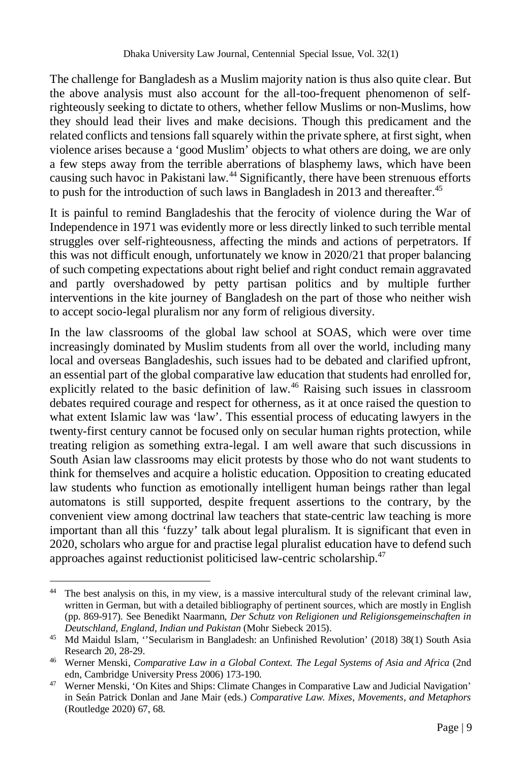The challenge for Bangladesh as a Muslim majority nation is thus also quite clear. But the above analysis must also account for the all-too-frequent phenomenon of self-righteously seeking to dictate to others, whether fellow Muslims or non-Muslims, how they should lead their lives and make decisions. Though this predicament and the related conflicts and tensions fall squarely within the private sphere, at first sight, when violence arises because a 'good Muslim' objects to what others are doing, we are only a few steps away from the terrible aberrations of blasphemy laws, which have been causing such havoc in Pakistani law.[44] Significantly, there have been strenuous efforts to push for the introduction of such laws in Bangladesh in 2013 and thereafter.[45]

It is painful to remind Bangladeshis that the ferocity of violence during the War of Independence in 1971 was evidently more or less directly linked to such terrible mental struggles over self-righteousness, affecting the minds and actions of perpetrators. If this was not difficult enough, unfortunately we know in 2020/21 that proper balancing of such competing expectations about right belief and right conduct remain aggravated and partly overshadowed by petty partisan politics and by multiple further interventions in the kite journey of Bangladesh on the part of those who neither wish to accept socio-legal pluralism nor any form of religious diversity.

In the law classrooms of the global law school at SOAS, which were over time increasingly dominated by Muslim students from all over the world, including many local and overseas Bangladeshis, such issues had to be debated and clarified upfront, an essential part of the global comparative law education that students had enrolled for, explicitly related to the basic definition of law.[46] Raising such issues in classroom debates required courage and respect for otherness, as it at once raised the question to what extent Islamic law was 'law'. This essential process of educating lawyers in the twenty-first century cannot be focused only on secular human rights protection, while treating religion as something extra-legal. I am well aware that such discussions in South Asian law classrooms may elicit protests by those who do not want students to think for themselves and acquire a holistic education. Opposition to creating educated law students who function as emotionally intelligent human beings rather than legal automatons is still supported, despite frequent assertions to the contrary, by the convenient view among doctrinal law teachers that state-centric law teaching is more important than all this 'fuzzy' talk about legal pluralism. It is significant that even in 2020, scholars who argue for and practise legal pluralist education have to defend such approaches against reductionist politicised law-centric scholarship.[47]

---

[44] The best analysis on this, in my view, is a massive intercultural study of the relevant criminal law, written in German, but with a detailed bibliography of pertinent sources, which are mostly in English (pp. 869-917). See Benedikt Naarmann, *Der Schutz von Religionen und Religionsgemeinschaften in Deutschland, England, Indian und Pakistan* (Mohr Siebeck 2015).

[45] Md Maidul Islam, ''Secularism in Bangladesh: an Unfinished Revolution' (2018) 38(1) South Asia Research 20, 28-29.

[46] Werner Menski, *Comparative Law in a Global Context. The Legal Systems of Asia and Africa* (2nd edn, Cambridge University Press 2006) 173-190.

[47] Werner Menski, 'On Kites and Ships: Climate Changes in Comparative Law and Judicial Navigation' in Seán Patrick Donlan and Jane Mair (eds.) *Comparative Law. Mixes, Movements, and Metaphors* (Routledge 2020) 67, 68.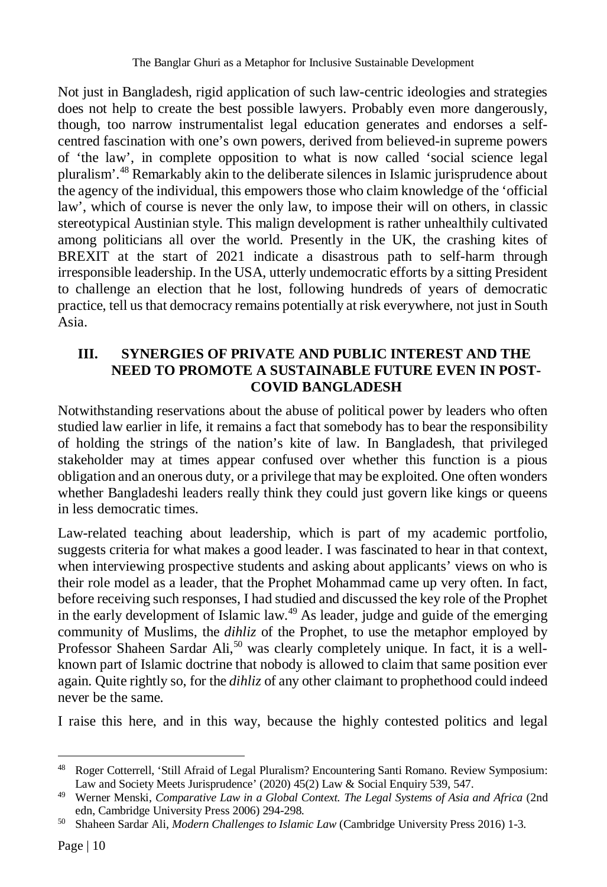Not just in Bangladesh, rigid application of such law-centric ideologies and strategies does not help to create the best possible lawyers. Probably even more dangerously, though, too narrow instrumentalist legal education generates and endorses a self-centred fascination with one's own powers, derived from believed-in supreme powers of 'the law', in complete opposition to what is now called 'social science legal pluralism'.[48] Remarkably akin to the deliberate silences in Islamic jurisprudence about the agency of the individual, this empowers those who claim knowledge of the 'official law', which of course is never the only law, to impose their will on others, in classic stereotypical Austinian style. This malign development is rather unhealthily cultivated among politicians all over the world. Presently in the UK, the crashing kites of BREXIT at the start of 2021 indicate a disastrous path to self-harm through irresponsible leadership. In the USA, utterly undemocratic efforts by a sitting President to challenge an election that he lost, following hundreds of years of democratic practice, tell us that democracy remains potentially at risk everywhere, not just in South Asia.

## III. SYNERGIES OF PRIVATE AND PUBLIC INTEREST AND THE NEED TO PROMOTE A SUSTAINABLE FUTURE EVEN IN POST-COVID BANGLADESH

Notwithstanding reservations about the abuse of political power by leaders who often studied law earlier in life, it remains a fact that somebody has to bear the responsibility of holding the strings of the nation's kite of law. In Bangladesh, that privileged stakeholder may at times appear confused over whether this function is a pious obligation and an onerous duty, or a privilege that may be exploited. One often wonders whether Bangladeshi leaders really think they could just govern like kings or queens in less democratic times.

Law-related teaching about leadership, which is part of my academic portfolio, suggests criteria for what makes a good leader. I was fascinated to hear in that context, when interviewing prospective students and asking about applicants' views on who is their role model as a leader, that the Prophet Mohammad came up very often. In fact, before receiving such responses, I had studied and discussed the key role of the Prophet in the early development of Islamic law.[49] As leader, judge and guide of the emerging community of Muslims, the *dihliz* of the Prophet, to use the metaphor employed by Professor Shaheen Sardar Ali,[50] was clearly completely unique. In fact, it is a well-known part of Islamic doctrine that nobody is allowed to claim that same position ever again. Quite rightly so, for the *dihliz* of any other claimant to prophethood could indeed never be the same.

I raise this here, and in this way, because the highly contested politics and legal

---

[48] Roger Cotterrell, 'Still Afraid of Legal Pluralism? Encountering Santi Romano. Review Symposium: Law and Society Meets Jurisprudence' (2020) 45(2) Law & Social Enquiry 539, 547.

[49] Werner Menski, *Comparative Law in a Global Context. The Legal Systems of Asia and Africa* (2nd edn, Cambridge University Press 2006) 294-298.

[50] Shaheen Sardar Ali, *Modern Challenges to Islamic Law* (Cambridge University Press 2016) 1-3.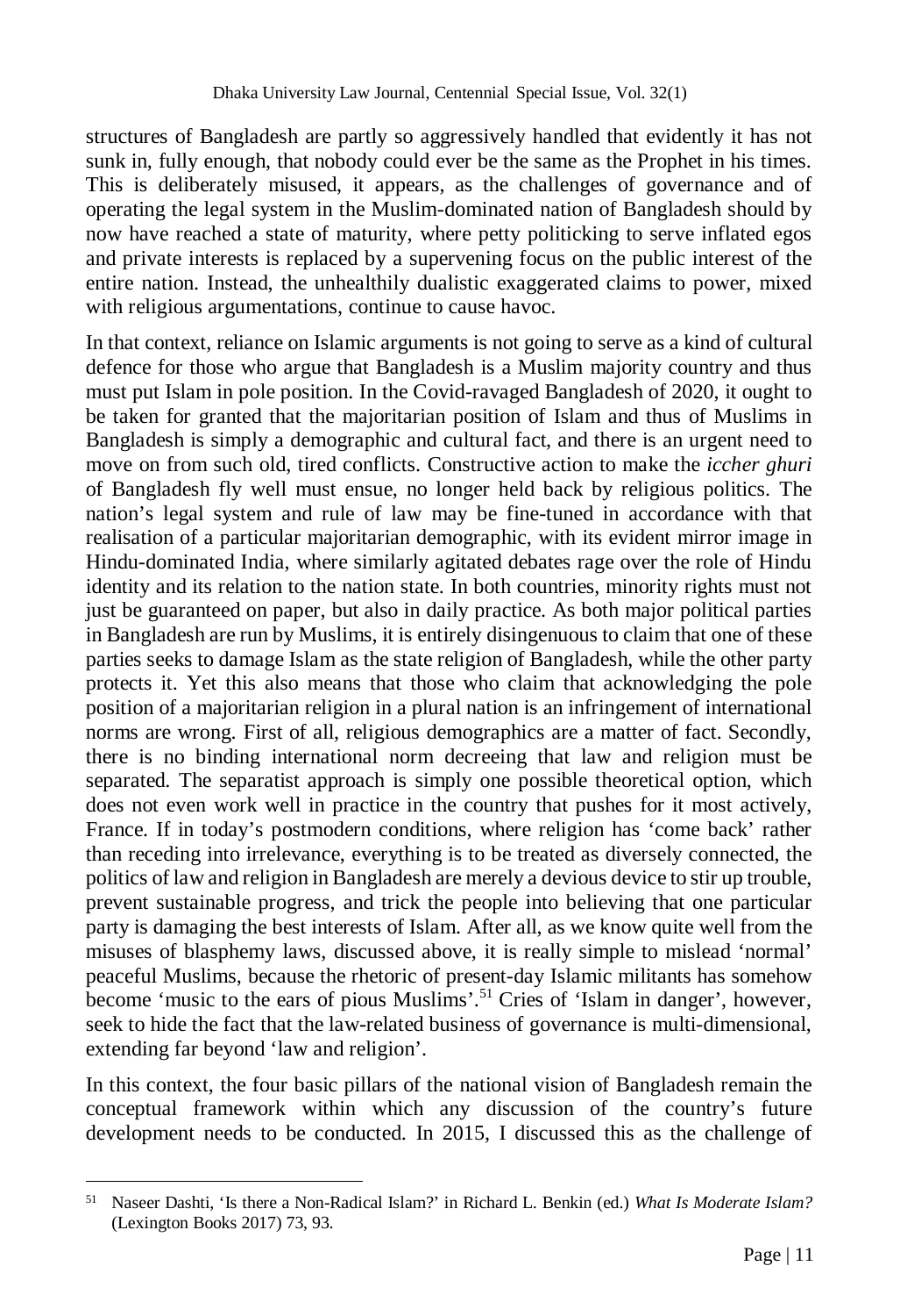structures of Bangladesh are partly so aggressively handled that evidently it has not sunk in, fully enough, that nobody could ever be the same as the Prophet in his times. This is deliberately misused, it appears, as the challenges of governance and of operating the legal system in the Muslim-dominated nation of Bangladesh should by now have reached a state of maturity, where petty politicking to serve inflated egos and private interests is replaced by a supervening focus on the public interest of the entire nation. Instead, the unhealthily dualistic exaggerated claims to power, mixed with religious argumentations, continue to cause havoc.

In that context, reliance on Islamic arguments is not going to serve as a kind of cultural defence for those who argue that Bangladesh is a Muslim majority country and thus must put Islam in pole position. In the Covid-ravaged Bangladesh of 2020, it ought to be taken for granted that the majoritarian position of Islam and thus of Muslims in Bangladesh is simply a demographic and cultural fact, and there is an urgent need to move on from such old, tired conflicts. Constructive action to make the *iccher ghuri* of Bangladesh fly well must ensue, no longer held back by religious politics. The nation's legal system and rule of law may be fine-tuned in accordance with that realisation of a particular majoritarian demographic, with its evident mirror image in Hindu-dominated India, where similarly agitated debates rage over the role of Hindu identity and its relation to the nation state. In both countries, minority rights must not just be guaranteed on paper, but also in daily practice. As both major political parties in Bangladesh are run by Muslims, it is entirely disingenuous to claim that one of these parties seeks to damage Islam as the state religion of Bangladesh, while the other party protects it. Yet this also means that those who claim that acknowledging the pole position of a majoritarian religion in a plural nation is an infringement of international norms are wrong. First of all, religious demographics are a matter of fact. Secondly, there is no binding international norm decreeing that law and religion must be separated. The separatist approach is simply one possible theoretical option, which does not even work well in practice in the country that pushes for it most actively, France. If in today's postmodern conditions, where religion has 'come back' rather than receding into irrelevance, everything is to be treated as diversely connected, the politics of law and religion in Bangladesh are merely a devious device to stir up trouble, prevent sustainable progress, and trick the people into believing that one particular party is damaging the best interests of Islam. After all, as we know quite well from the misuses of blasphemy laws, discussed above, it is really simple to mislead 'normal' peaceful Muslims, because the rhetoric of present-day Islamic militants has somehow become 'music to the ears of pious Muslims'.[51] Cries of 'Islam in danger', however, seek to hide the fact that the law-related business of governance is multi-dimensional, extending far beyond 'law and religion'.

In this context, the four basic pillars of the national vision of Bangladesh remain the conceptual framework within which any discussion of the country's future development needs to be conducted. In 2015, I discussed this as the challenge of

---

[51] Naseer Dashti, 'Is there a Non-Radical Islam?' in Richard L. Benkin (ed.) *What Is Moderate Islam?* (Lexington Books 2017) 73, 93.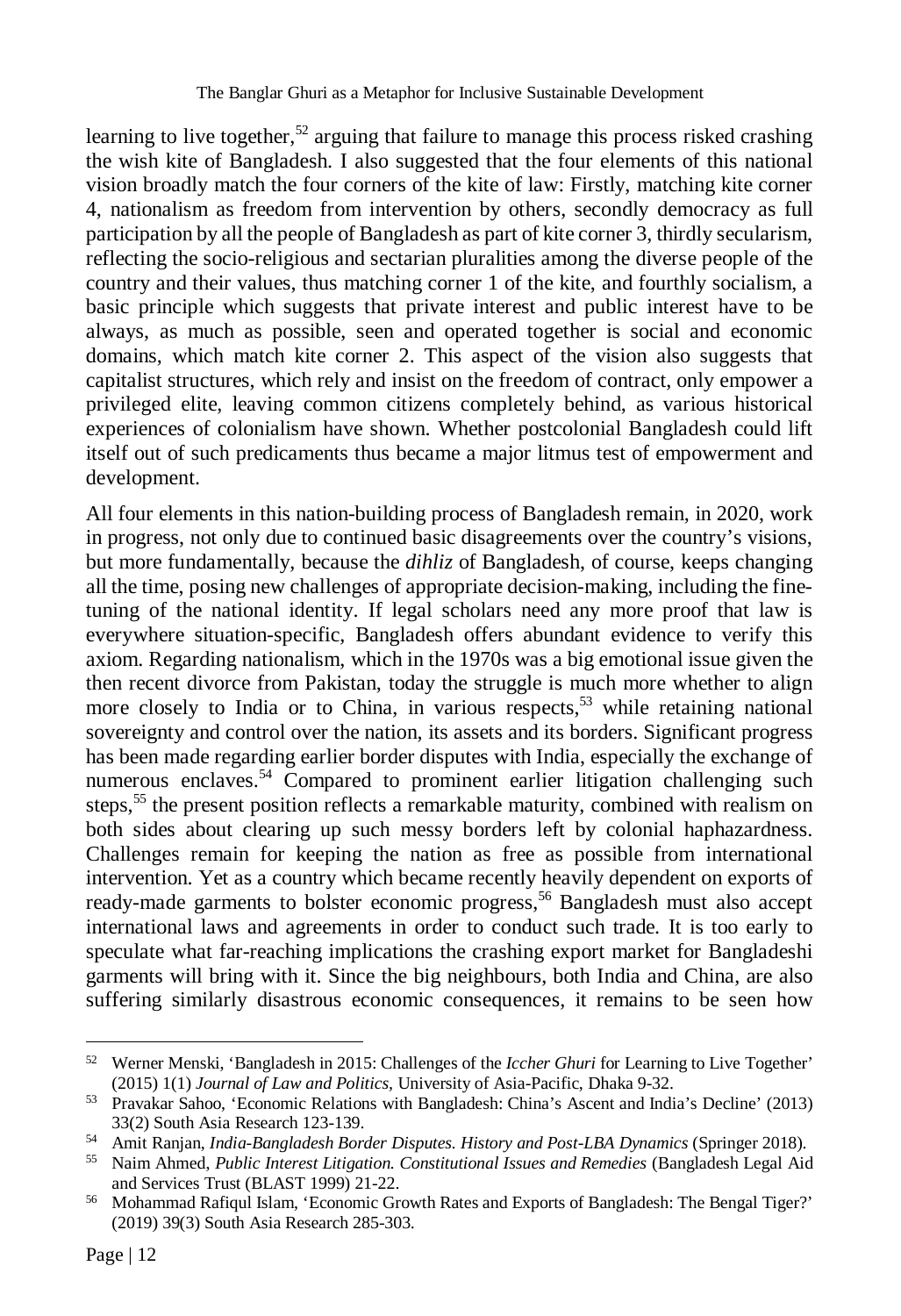learning to live together,[52] arguing that failure to manage this process risked crashing the wish kite of Bangladesh. I also suggested that the four elements of this national vision broadly match the four corners of the kite of law: Firstly, matching kite corner 4, nationalism as freedom from intervention by others, secondly democracy as full participation by all the people of Bangladesh as part of kite corner 3, thirdly secularism, reflecting the socio-religious and sectarian pluralities among the diverse people of the country and their values, thus matching corner 1 of the kite, and fourthly socialism, a basic principle which suggests that private interest and public interest have to be always, as much as possible, seen and operated together is social and economic domains, which match kite corner 2. This aspect of the vision also suggests that capitalist structures, which rely and insist on the freedom of contract, only empower a privileged elite, leaving common citizens completely behind, as various historical experiences of colonialism have shown. Whether postcolonial Bangladesh could lift itself out of such predicaments thus became a major litmus test of empowerment and development.

All four elements in this nation-building process of Bangladesh remain, in 2020, work in progress, not only due to continued basic disagreements over the country's visions, but more fundamentally, because the *dihliz* of Bangladesh, of course, keeps changing all the time, posing new challenges of appropriate decision-making, including the fine-tuning of the national identity. If legal scholars need any more proof that law is everywhere situation-specific, Bangladesh offers abundant evidence to verify this axiom. Regarding nationalism, which in the 1970s was a big emotional issue given the then recent divorce from Pakistan, today the struggle is much more whether to align more closely to India or to China, in various respects,[53] while retaining national sovereignty and control over the nation, its assets and its borders. Significant progress has been made regarding earlier border disputes with India, especially the exchange of numerous enclaves.[54] Compared to prominent earlier litigation challenging such steps,[55] the present position reflects a remarkable maturity, combined with realism on both sides about clearing up such messy borders left by colonial haphazardness. Challenges remain for keeping the nation as free as possible from international intervention. Yet as a country which became recently heavily dependent on exports of ready-made garments to bolster economic progress,[56] Bangladesh must also accept international laws and agreements in order to conduct such trade. It is too early to speculate what far-reaching implications the crashing export market for Bangladeshi garments will bring with it. Since the big neighbours, both India and China, are also suffering similarly disastrous economic consequences, it remains to be seen how

---

[52] Werner Menski, 'Bangladesh in 2015: Challenges of the *Iccher Ghuri* for Learning to Live Together' (2015) 1(1) *Journal of Law and Politics,* University of Asia-Pacific, Dhaka 9-32.

[53] Pravakar Sahoo, 'Economic Relations with Bangladesh: China's Ascent and India's Decline' (2013) 33(2) South Asia Research 123-139.

[54] Amit Ranjan, *India-Bangladesh Border Disputes. History and Post-LBA Dynamics* (Springer 2018).

[55] Naim Ahmed, *Public Interest Litigation. Constitutional Issues and Remedies* (Bangladesh Legal Aid and Services Trust (BLAST 1999) 21-22.

[56] Mohammad Rafiqul Islam, 'Economic Growth Rates and Exports of Bangladesh: The Bengal Tiger?' (2019) 39(3) South Asia Research 285-303.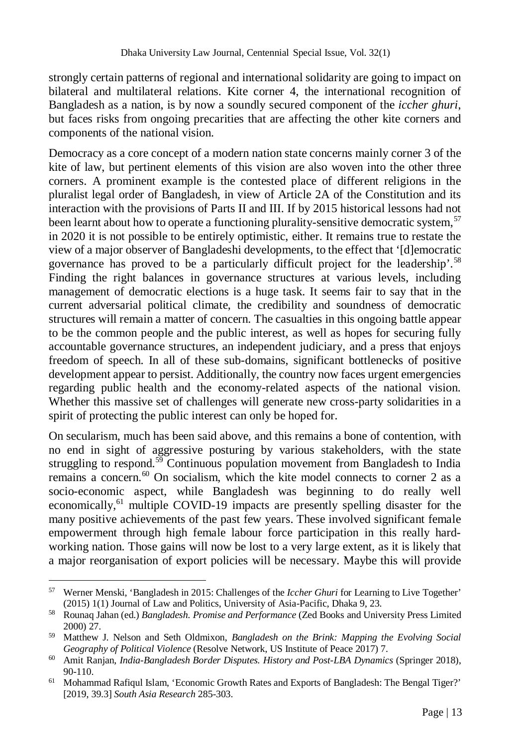strongly certain patterns of regional and international solidarity are going to impact on bilateral and multilateral relations. Kite corner 4, the international recognition of Bangladesh as a nation, is by now a soundly secured component of the *iccher ghuri*, but faces risks from ongoing precarities that are affecting the other kite corners and components of the national vision.

Democracy as a core concept of a modern nation state concerns mainly corner 3 of the kite of law, but pertinent elements of this vision are also woven into the other three corners. A prominent example is the contested place of different religions in the pluralist legal order of Bangladesh, in view of Article 2A of the Constitution and its interaction with the provisions of Parts II and III. If by 2015 historical lessons had not been learnt about how to operate a functioning plurality-sensitive democratic system,[57] in 2020 it is not possible to be entirely optimistic, either. It remains true to restate the view of a major observer of Bangladeshi developments, to the effect that '[d]emocratic governance has proved to be a particularly difficult project for the leadership'.[58] Finding the right balances in governance structures at various levels, including management of democratic elections is a huge task. It seems fair to say that in the current adversarial political climate, the credibility and soundness of democratic structures will remain a matter of concern. The casualties in this ongoing battle appear to be the common people and the public interest, as well as hopes for securing fully accountable governance structures, an independent judiciary, and a press that enjoys freedom of speech. In all of these sub-domains, significant bottlenecks of positive development appear to persist. Additionally, the country now faces urgent emergencies regarding public health and the economy-related aspects of the national vision. Whether this massive set of challenges will generate new cross-party solidarities in a spirit of protecting the public interest can only be hoped for.

On secularism, much has been said above, and this remains a bone of contention, with no end in sight of aggressive posturing by various stakeholders, with the state struggling to respond.[59] Continuous population movement from Bangladesh to India remains a concern.[60] On socialism, which the kite model connects to corner 2 as a socio-economic aspect, while Bangladesh was beginning to do really well economically,[61] multiple COVID-19 impacts are presently spelling disaster for the many positive achievements of the past few years. These involved significant female empowerment through high female labour force participation in this really hard-working nation. Those gains will now be lost to a very large extent, as it is likely that a major reorganisation of export policies will be necessary. Maybe this will provide

---

[57] Werner Menski, 'Bangladesh in 2015: Challenges of the *Iccher Ghuri* for Learning to Live Together' (2015) 1(1) Journal of Law and Politics, University of Asia-Pacific, Dhaka 9, 23.

[58] Rounaq Jahan (ed.) *Bangladesh. Promise and Performance* (Zed Books and University Press Limited 2000) 27.

[59] Matthew J. Nelson and Seth Oldmixon, *Bangladesh on the Brink: Mapping the Evolving Social Geography of Political Violence* (Resolve Network, US Institute of Peace 2017) 7.

[60] Amit Ranjan, *India-Bangladesh Border Disputes. History and Post-LBA Dynamics* (Springer 2018), 90-110.

[61] Mohammad Rafiqul Islam, 'Economic Growth Rates and Exports of Bangladesh: The Bengal Tiger?' [2019, 39.3] *South Asia Research* 285-303.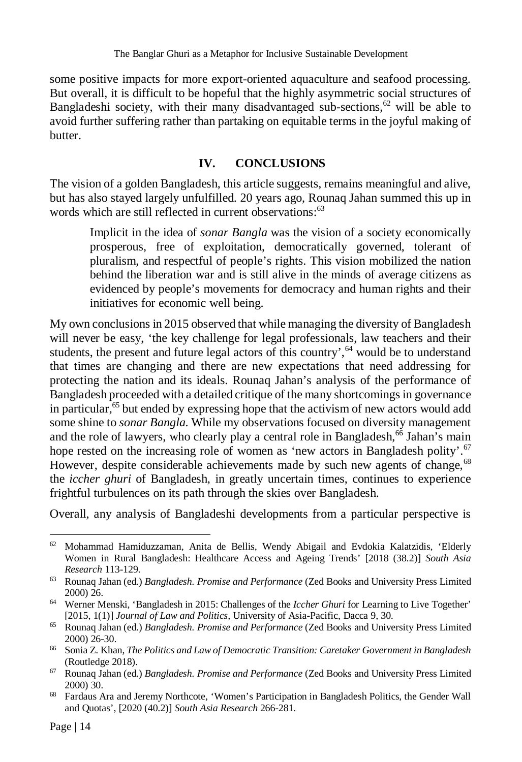some positive impacts for more export-oriented aquaculture and seafood processing. But overall, it is difficult to be hopeful that the highly asymmetric social structures of Bangladeshi society, with their many disadvantaged sub-sections,[62] will be able to avoid further suffering rather than partaking on equitable terms in the joyful making of butter.

## IV. CONCLUSIONS

The vision of a golden Bangladesh, this article suggests, remains meaningful and alive, but has also stayed largely unfulfilled. 20 years ago, Rounaq Jahan summed this up in words which are still reflected in current observations:[63]

> Implicit in the idea of *sonar Bangla* was the vision of a society economically prosperous, free of exploitation, democratically governed, tolerant of pluralism, and respectful of people's rights. This vision mobilized the nation behind the liberation war and is still alive in the minds of average citizens as evidenced by people's movements for democracy and human rights and their initiatives for economic well being.

My own conclusions in 2015 observed that while managing the diversity of Bangladesh will never be easy, 'the key challenge for legal professionals, law teachers and their students, the present and future legal actors of this country',[64] would be to understand that times are changing and there are new expectations that need addressing for protecting the nation and its ideals. Rounaq Jahan's analysis of the performance of Bangladesh proceeded with a detailed critique of the many shortcomings in governance in particular,[65] but ended by expressing hope that the activism of new actors would add some shine to *sonar Bangla.* While my observations focused on diversity management and the role of lawyers, who clearly play a central role in Bangladesh,[66] Jahan's main hope rested on the increasing role of women as 'new actors in Bangladesh polity'.[67] However, despite considerable achievements made by such new agents of change,[68] the *iccher ghuri* of Bangladesh, in greatly uncertain times, continues to experience frightful turbulences on its path through the skies over Bangladesh.

Overall, any analysis of Bangladeshi developments from a particular perspective is

---

62 Mohammad Hamiduzzaman, Anita de Bellis, Wendy Abigail and Evdokia Kalatzidis, 'Elderly Women in Rural Bangladesh: Healthcare Access and Ageing Trends' [2018 (38.2)] *South Asia Research* 113-129.

63 Rounaq Jahan (ed.) *Bangladesh. Promise and Performance* (Zed Books and University Press Limited 2000) 26.

64 Werner Menski, 'Bangladesh in 2015: Challenges of the *Iccher Ghuri* for Learning to Live Together' [2015, 1(1)] *Journal of Law and Politics*, University of Asia-Pacific, Dacca 9, 30.

65 Rounaq Jahan (ed.) *Bangladesh. Promise and Performance* (Zed Books and University Press Limited 2000) 26-30.

66 Sonia Z. Khan, *The Politics and Law of Democratic Transition: Caretaker Government in Bangladesh* (Routledge 2018).

67 Rounaq Jahan (ed.) *Bangladesh. Promise and Performance* (Zed Books and University Press Limited 2000) 30.

68 Fardaus Ara and Jeremy Northcote, 'Women's Participation in Bangladesh Politics, the Gender Wall and Quotas', [2020 (40.2)] *South Asia Research* 266-281.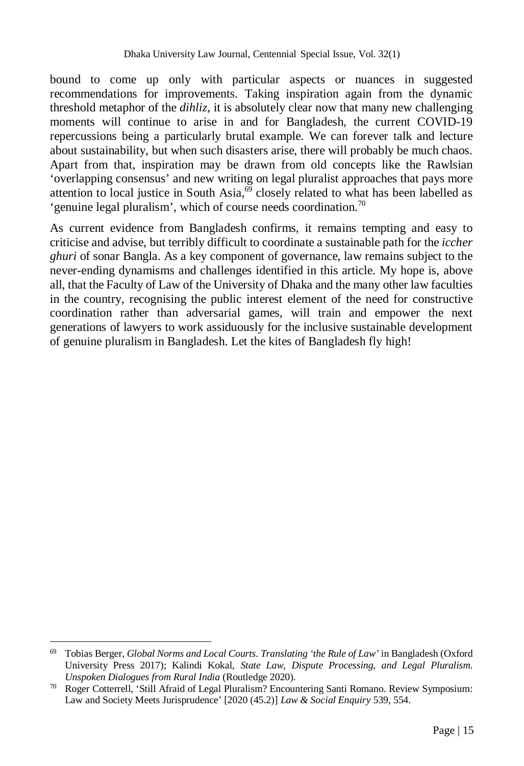bound to come up only with particular aspects or nuances in suggested recommendations for improvements. Taking inspiration again from the dynamic threshold metaphor of the *dihliz*, it is absolutely clear now that many new challenging moments will continue to arise in and for Bangladesh, the current COVID-19 repercussions being a particularly brutal example. We can forever talk and lecture about sustainability, but when such disasters arise, there will probably be much chaos. Apart from that, inspiration may be drawn from old concepts like the Rawlsian 'overlapping consensus' and new writing on legal pluralist approaches that pays more attention to local justice in South Asia,[69] closely related to what has been labelled as 'genuine legal pluralism', which of course needs coordination.[70]

As current evidence from Bangladesh confirms, it remains tempting and easy to criticise and advise, but terribly difficult to coordinate a sustainable path for the *iccher ghuri* of sonar Bangla. As a key component of governance, law remains subject to the never-ending dynamisms and challenges identified in this article. My hope is, above all, that the Faculty of Law of the University of Dhaka and the many other law faculties in the country, recognising the public interest element of the need for constructive coordination rather than adversarial games, will train and empower the next generations of lawyers to work assiduously for the inclusive sustainable development of genuine pluralism in Bangladesh. Let the kites of Bangladesh fly high!

---

[69] Tobias Berger, *Global Norms and Local Courts. Translating 'the Rule of Law'* in Bangladesh (Oxford University Press 2017); Kalindi Kokal, *State Law, Dispute Processing, and Legal Pluralism. Unspoken Dialogues from Rural India* (Routledge 2020).

[70] Roger Cotterrell, 'Still Afraid of Legal Pluralism? Encountering Santi Romano. Review Symposium: Law and Society Meets Jurisprudence' [2020 (45.2)] *Law & Social Enquiry* 539, 554.